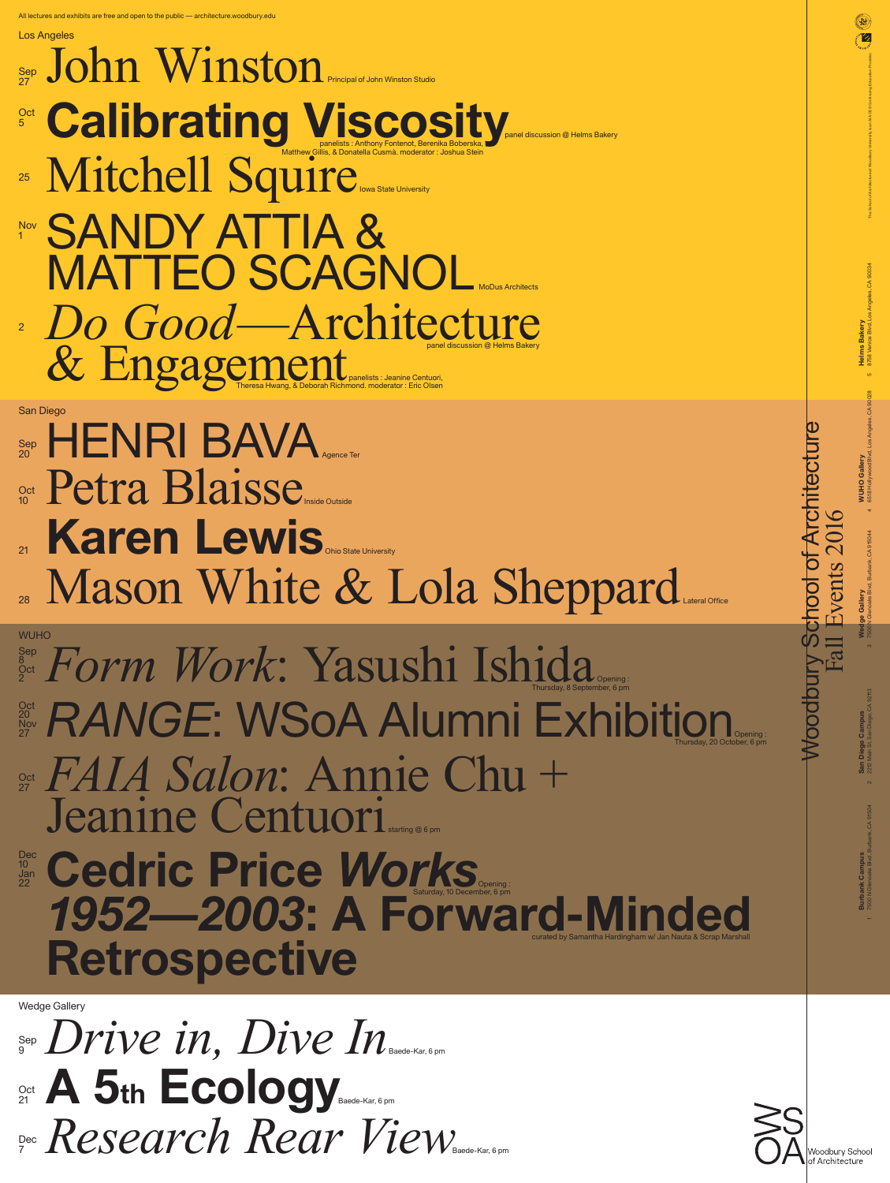All lectures and exhibits are free and open to the public — architecture.woodbury.edu

## Los Angeles

Sep 27 **John Winston** Principal of John Winston Studio

Oct 5 **Calibrating Viscosity** panel discussion @ Helms Bakery
panelists : Anthony Fontenot, Berenika Boberska, Matthew Gillis, & Donatella Cusmà. moderator : Joshua Stein

25 **Mitchell Squire** Iowa State University

Nov 1 **SANDY ATTIA & MATTEO SCAGNOL** MoDus Architects

2 ***Do Good*—Architecture & Engagement** panel discussion @ Helms Bakery
panelists : Jeanine Centuori, Theresa Hwang, & Deborah Richmond. moderator : Eric Olsen

## San Diego

Sep 20 **HENRI BAVA** Agence Ter

Oct 10 **Petra Blaisse** Inside Outside

21 **Karen Lewis** Ohio State University

28 **Mason White & Lola Sheppard** Lateral Office

## WUHO

Sep 8 – Oct 2 ***Form Work*: Yasushi Ishida** Opening : Thursday, 8 September, 6 pm

Oct 20 – Nov 27 ***RANGE*: WSoA Alumni Exhibition** Opening : Thursday, 20 October, 6 pm

Oct 27 ***FAIA Salon*: Annie Chu + Jeanine Centuori** starting @ 6 pm

Dec 10 – Jan 22 **Cedric Price *Works 1952—2003*: A Forward-Minded Retrospective** Opening : Saturday, 10 December, 6 pm
curated by Samantha Hardingham w/ Jan Nauta & Scrap Marshall

## Wedge Gallery

Sep 9 ***Drive in, Dive In*** Baede-Kar, 6 pm

Oct 21 **A 5th Ecology** Baede-Kar, 6 pm

Dec 7 ***Research Rear View*** Baede-Kar, 6 pm

# Woodbury School of Architecture Fall Events 2016

1 **Burbank Campus** 7500 N Glenoaks Blvd, Burbank, CA 91504
2 **San Diego Campus** 2212 Main St, San Diego, CA 92113
3 **Wedge Gallery** 7500 N Glenoaks Blvd, Burbank, CA 91504
4 **WUHO Gallery** 6518 Hollywood Blvd, Los Angeles, CA 90028
5 **Helms Bakery** 8758 Venice Blvd, Los Angeles, CA 90034

The School of Architecture at Woodbury University is an AIA/CES Continuing Education Provider

WSOA Woodbury School of Architecture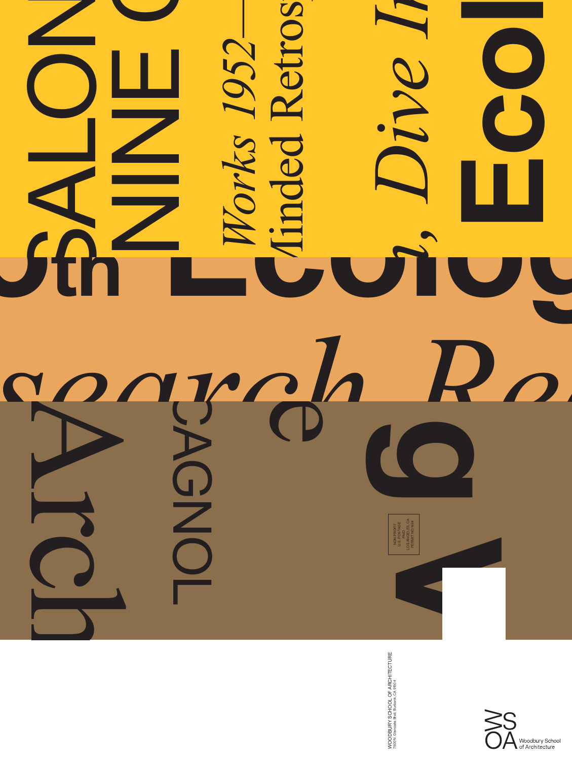SALON
NINE

*Works 1952—*
Minded Retros

*, Dive In*

Ecol

5th Ecolog

*search Re*

Arch

CAGNOL

e

g

V

NON PROFIT
U.S. POSTAGE
PAID
LOS ANGELES, CA
PERMIT NO 1484

WOODBURY SCHOOL OF ARCHITECTURE
7500 N. Glenoaks Blvd., Burbank, CA 91504

WSOA Woodbury School of Architecture